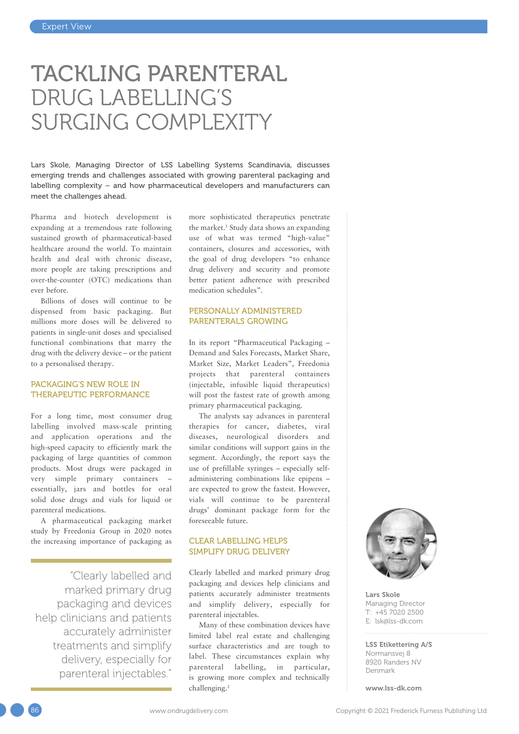# TACKLING PARENTERAL DRUG LABELLING'S SURGING COMPLEXITY

Lars Skole, Managing Director of LSS Labelling Systems Scandinavia, discusses emerging trends and challenges associated with growing parenteral packaging and labelling complexity – and how pharmaceutical developers and manufacturers can meet the challenges ahead.

Pharma and biotech development is expanding at a tremendous rate following sustained growth of pharmaceutical-based healthcare around the world. To maintain health and deal with chronic disease, more people are taking prescriptions and over-the-counter (OTC) medications than ever before.

Billions of doses will continue to be dispensed from basic packaging. But millions more doses will be delivered to patients in single-unit doses and specialised functional combinations that marry the drug with the delivery device – or the patient to a personalised therapy.

## PACKAGING'S NEW ROLE IN THERAPEUTIC PERFORMANCE

For a long time, most consumer drug labelling involved mass-scale printing and application operations and the high-speed capacity to efficiently mark the packaging of large quantities of common products. Most drugs were packaged in very simple primary containers – essentially, jars and bottles for oral solid dose drugs and vials for liquid or parenteral medications.

A pharmaceutical packaging market study by Freedonia Group in 2020 notes the increasing importance of packaging as more sophisticated therapeutics penetrate the market.[1] Study data shows an expanding use of what was termed "high-value" containers, closures and accessories, with the goal of drug developers "to enhance drug delivery and security and promote better patient adherence with prescribed medication schedules".

> "Clearly labelled and marked primary drug packaging and devices help clinicians and patients accurately administer treatments and simplify delivery, especially for parenteral injectables."

## PERSONALLY ADMINISTERED PARENTERALS GROWING

In its report "Pharmaceutical Packaging – Demand and Sales Forecasts, Market Share, Market Size, Market Leaders", Freedonia projects that parenteral containers (injectable, infusible liquid therapeutics) will post the fastest rate of growth among primary pharmaceutical packaging.

The analysts say advances in parenteral therapies for cancer, diabetes, viral diseases, neurological disorders and similar conditions will support gains in the segment. Accordingly, the report says the use of prefillable syringes – especially self-administering combinations like epipens – are expected to grow the fastest. However, vials will continue to be parenteral drugs' dominant package form for the foreseeable future.

## CLEAR LABELLING HELPS SIMPLIFY DRUG DELIVERY

Clearly labelled and marked primary drug packaging and devices help clinicians and patients accurately administer treatments and simplify delivery, especially for parenteral injectables.

Many of these combination devices have limited label real estate and challenging surface characteristics and are tough to label. These circumstances explain why parenteral labelling, in particular, is growing more complex and technically challenging.[2]

**Lars Skole**
Managing Director
T: +45 7020 2500
E: lsk@lss-dk.com

**LSS Etikettering A/S**
Normansvej 8
8920 Randers NV
Denmark

**www.lss-dk.com**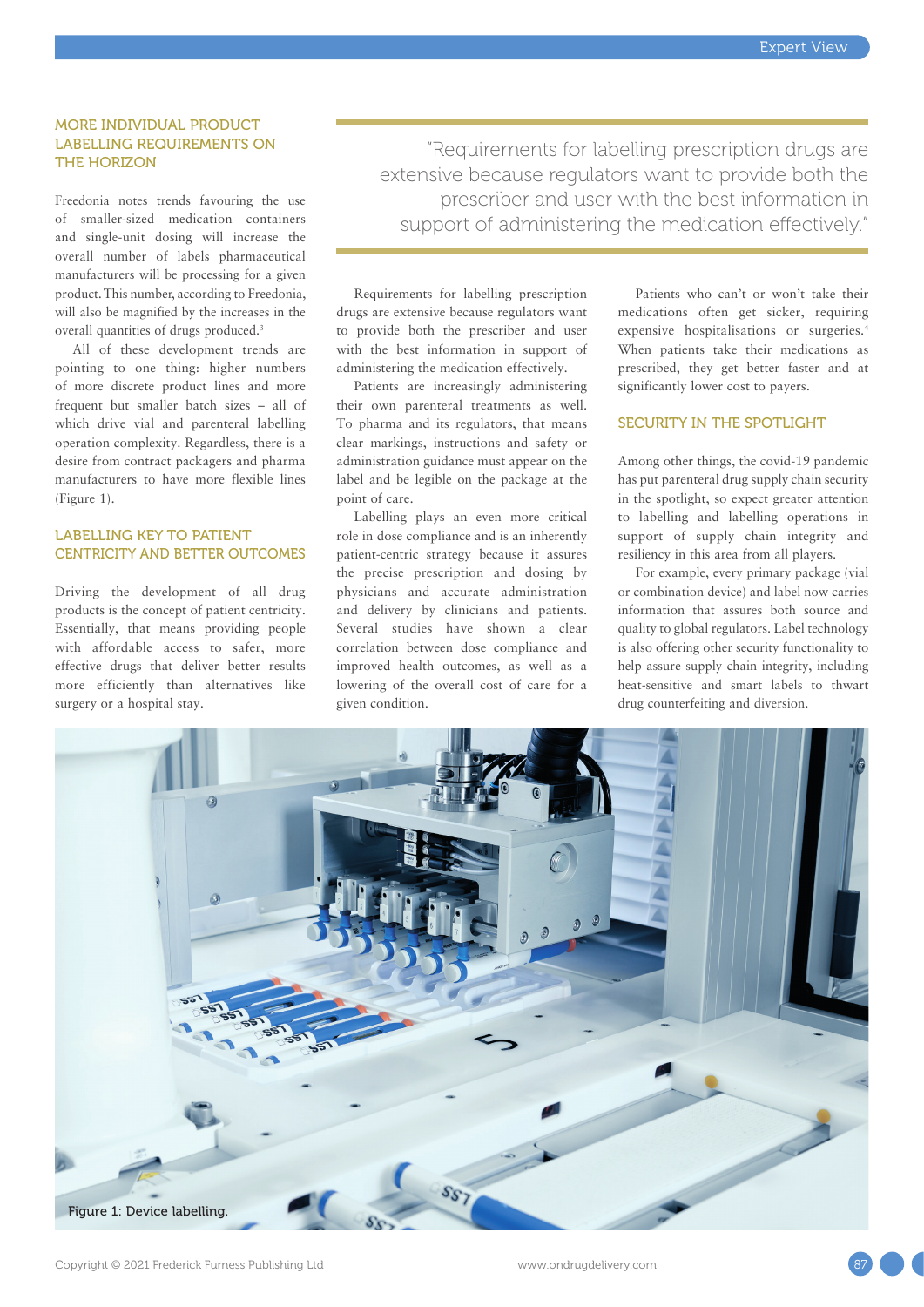## MORE INDIVIDUAL PRODUCT LABELLING REQUIREMENTS ON THE HORIZON

Freedonia notes trends favouring the use of smaller-sized medication containers and single-unit dosing will increase the overall number of labels pharmaceutical manufacturers will be processing for a given product. This number, according to Freedonia, will also be magnified by the increases in the overall quantities of drugs produced.[3]

All of these development trends are pointing to one thing: higher numbers of more discrete product lines and more frequent but smaller batch sizes – all of which drive vial and parenteral labelling operation complexity. Regardless, there is a desire from contract packagers and pharma manufacturers to have more flexible lines (Figure 1).

## LABELLING KEY TO PATIENT CENTRICITY AND BETTER OUTCOMES

Driving the development of all drug products is the concept of patient centricity. Essentially, that means providing people with affordable access to safer, more effective drugs that deliver better results more efficiently than alternatives like surgery or a hospital stay.

> "Requirements for labelling prescription drugs are extensive because regulators want to provide both the prescriber and user with the best information in support of administering the medication effectively."

Requirements for labelling prescription drugs are extensive because regulators want to provide both the prescriber and user with the best information in support of administering the medication effectively.

Patients are increasingly administering their own parenteral treatments as well. To pharma and its regulators, that means clear markings, instructions and safety or administration guidance must appear on the label and be legible on the package at the point of care.

Labelling plays an even more critical role in dose compliance and is an inherently patient-centric strategy because it assures the precise prescription and dosing by physicians and accurate administration and delivery by clinicians and patients. Several studies have shown a clear correlation between dose compliance and improved health outcomes, as well as lowering of the overall cost of care for a given condition.

Patients who can't or won't take their medications often get sicker, requiring expensive hospitalisations or surgeries.[4] When patients take their medications as prescribed, they get better faster and at significantly lower cost to payers.

## SECURITY IN THE SPOTLIGHT

Among other things, the covid-19 pandemic has put parenteral drug supply chain security in the spotlight, so expect greater attention to labelling and labelling operations in support of supply chain integrity and resiliency in this area from all players.

For example, every primary package (vial or combination device) and label now carries information that assures both source and quality to global regulators. Label technology is also offering other security functionality to help assure supply chain integrity, including heat-sensitive and smart labels to thwart drug counterfeiting and diversion.

Figure 1: Device labelling.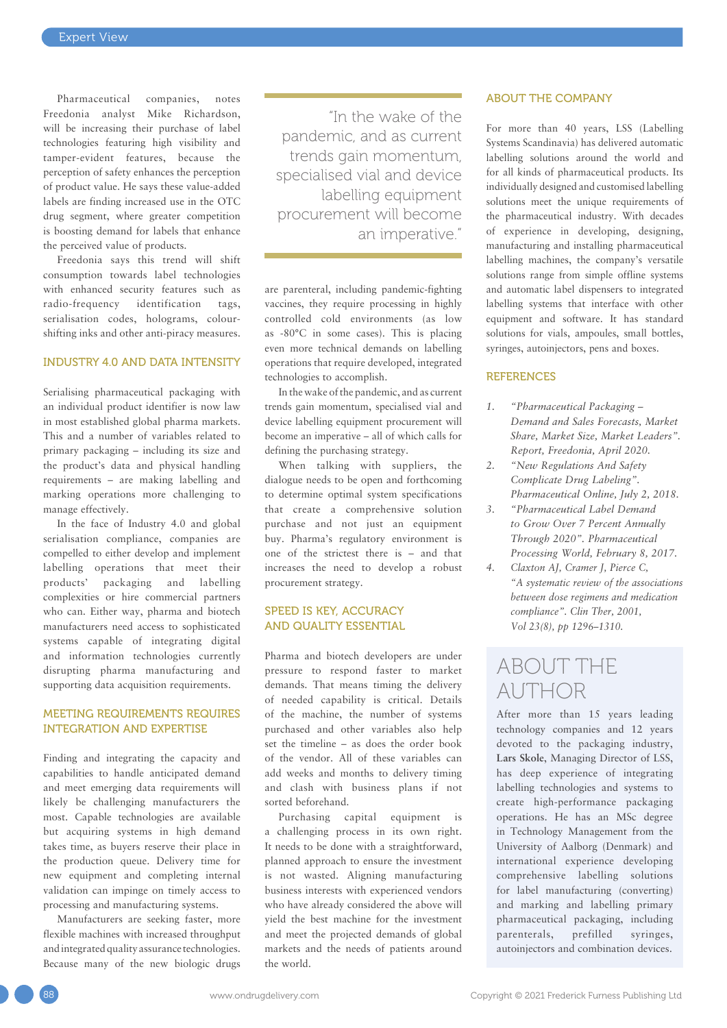Pharmaceutical companies, notes Freedonia analyst Mike Richardson, will be increasing their purchase of label technologies featuring high visibility and tamper-evident features, because the perception of safety enhances the perception of product value. He says these value-added labels are finding increased use in the OTC drug segment, where greater competition is boosting demand for labels that enhance the perceived value of products.

Freedonia says this trend will shift consumption towards label technologies with enhanced security features such as radio-frequency identification tags, serialisation codes, holograms, colour-shifting inks and other anti-piracy measures.

## INDUSTRY 4.0 AND DATA INTENSITY

Serialising pharmaceutical packaging with an individual product identifier is now law in most established global pharma markets. This and a number of variables related to primary packaging – including its size and the product's data and physical handling requirements – are making labelling and marking operations more challenging to manage effectively.

In the face of Industry 4.0 and global serialisation compliance, companies are compelled to either develop and implement labelling operations that meet their products' packaging and labelling complexities or hire commercial partners who can. Either way, pharma and biotech manufacturers need access to sophisticated systems capable of integrating digital and information technologies currently disrupting pharma manufacturing and supporting data acquisition requirements.

## MEETING REQUIREMENTS REQUIRES INTEGRATION AND EXPERTISE

Finding and integrating the capacity and capabilities to handle anticipated demand and meet emerging data requirements will likely be challenging manufacturers the most. Capable technologies are available but acquiring systems in high demand takes time, as buyers reserve their place in the production queue. Delivery time for new equipment and completing internal validation can impinge on timely access to processing and manufacturing systems.

Manufacturers are seeking faster, more flexible machines with increased throughput and integrated quality assurance technologies. Because many of the new biologic drugs are parenteral, including pandemic-fighting vaccines, they require processing in highly controlled cold environments (as low as -80°C in some cases). This is placing even more technical demands on labelling operations that require developed, integrated technologies to accomplish.

> "In the wake of the pandemic, and as current trends gain momentum, specialised vial and device labelling equipment procurement will become an imperative."

In the wake of the pandemic, and as current trends gain momentum, specialised vial and device labelling equipment procurement will become an imperative – all of which calls for defining the purchasing strategy.

When talking with suppliers, the dialogue needs to be open and forthcoming to determine optimal system specifications that create a comprehensive solution purchase and not just an equipment buy. Pharma's regulatory environment is one of the strictest there is – and that increases the need to develop a robust procurement strategy.

## SPEED IS KEY, ACCURACY AND QUALITY ESSENTIAL

Pharma and biotech developers are under pressure to respond faster to market demands. That means timing the delivery of needed capability is critical. Details of the machine, the number of systems purchased and other variables also help set the timeline – as does the order book of the vendor. All of these variables can add weeks and months to delivery timing and clash with business plans if not sorted beforehand.

Purchasing capital equipment is a challenging process in its own right. It needs to be done with a straightforward, planned approach to ensure the investment is not wasted. Aligning manufacturing business interests with experienced vendors who have already considered the above will yield the best machine for the investment and meet the projected demands of global markets and the needs of patients around the world.

## ABOUT THE COMPANY

For more than 40 years, LSS (Labelling Systems Scandinavia) has delivered automatic labelling solutions around the world and for all kinds of pharmaceutical products. Its individually designed and customised labelling solutions meet the unique requirements of the pharmaceutical industry. With decades of experience in developing, designing, manufacturing and installing pharmaceutical labelling machines, the company's versatile solutions range from simple offline systems and automatic label dispensers to integrated labelling systems that interface with other equipment and software. It has standard solutions for vials, ampoules, small bottles, syringes, autoinjectors, pens and boxes.

## REFERENCES

1. *"Pharmaceutical Packaging – Demand and Sales Forecasts, Market Share, Market Size, Market Leaders". Report, Freedonia, April 2020.*
2. *"New Regulations And Safety Complicate Drug Labeling". Pharmaceutical Online, July 2, 2018.*
3. *"Pharmaceutical Label Demand to Grow Over 7 Percent Annually Through 2020". Pharmaceutical Processing World, February 8, 2017.*
4. *Claxton AJ, Cramer J, Pierce C, "A systematic review of the associations between dose regimens and medication compliance". Clin Ther, 2001, Vol 23(8), pp 1296–1310.*

## ABOUT THE AUTHOR

After more than 15 years leading technology companies and 12 years devoted to the packaging industry, **Lars Skole**, Managing Director of LSS, has deep experience of integrating labelling technologies and systems to create high-performance packaging operations. He has an MSc degree in Technology Management from the University of Aalborg (Denmark) and international experience developing comprehensive labelling solutions for label manufacturing (converting) and marking and labelling primary pharmaceutical packaging, including parenterals, prefilled syringes, autoinjectors and combination devices.